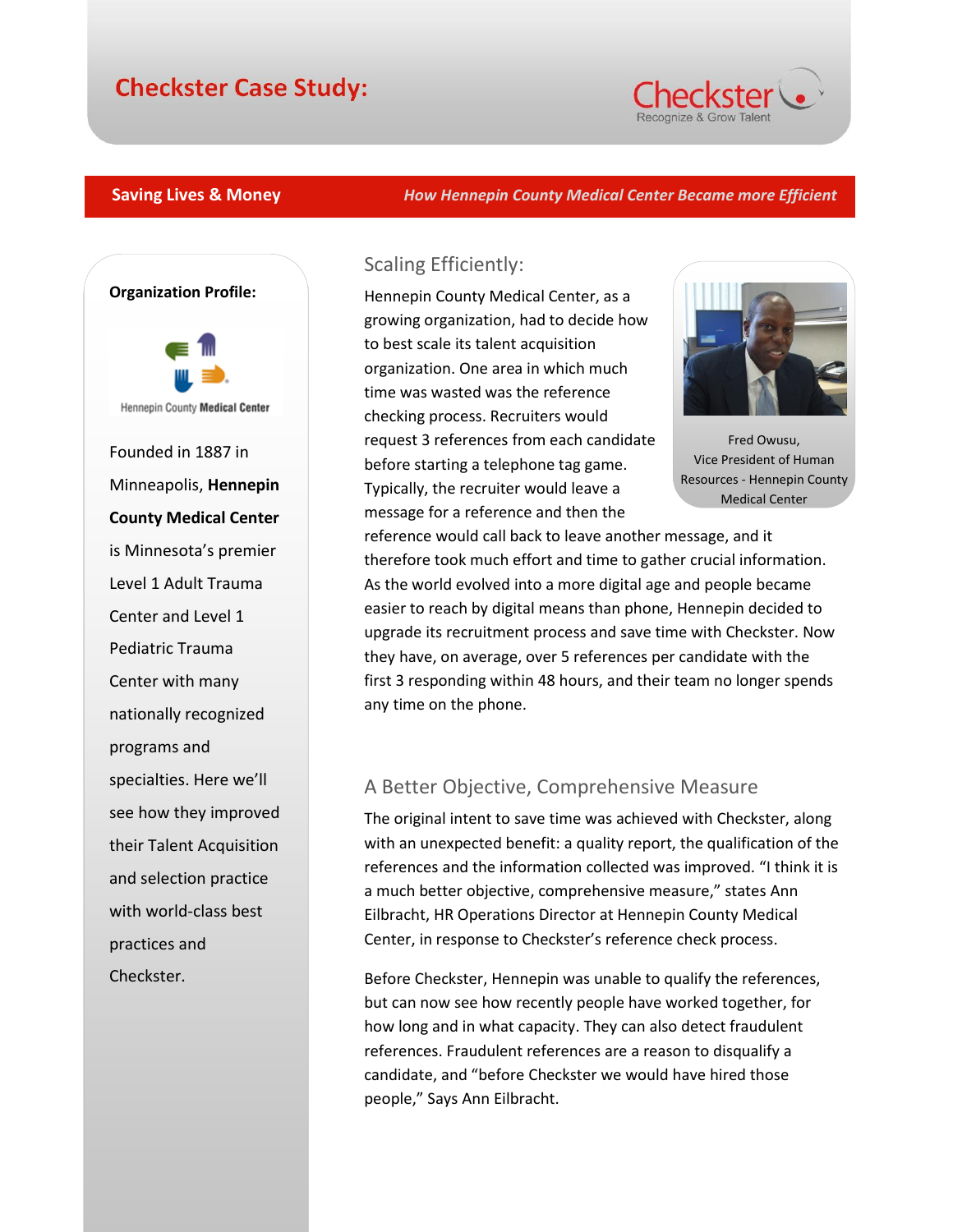# Checkster Case Study:

Checkster
Recognize & Grow Talent

**Saving Lives & Money** *How Hennepin County Medical Center Became more Efficient*

**Organization Profile:**

Hennepin County Medical Center

Founded in 1887 in Minneapolis, **Hennepin County Medical Center** is Minnesota's premier Level 1 Adult Trauma Center and Level 1 Pediatric Trauma Center with many nationally recognized programs and specialties. Here we'll see how they improved their Talent Acquisition and selection practice with world-class best practices and Checkster.

## Scaling Efficiently:

Hennepin County Medical Center, as a growing organization, had to decide how to best scale its talent acquisition organization. One area in which much time was wasted was the reference checking process. Recruiters would request 3 references from each candidate before starting a telephone tag game. Typically, the recruiter would leave a message for a reference and then the reference would call back to leave another message, and it therefore took much effort and time to gather crucial information. As the world evolved into a more digital age and people became easier to reach by digital means than phone, Hennepin decided to upgrade its recruitment process and save time with Checkster. Now they have, on average, over 5 references per candidate with the first 3 responding within 48 hours, and their team no longer spends any time on the phone.

Fred Owusu,
Vice President of Human Resources - Hennepin County Medical Center

## A Better Objective, Comprehensive Measure

The original intent to save time was achieved with Checkster, along with an unexpected benefit: a quality report, the qualification of the references and the information collected was improved. "I think it is a much better objective, comprehensive measure," states Ann Eilbracht, HR Operations Director at Hennepin County Medical Center, in response to Checkster's reference check process.

Before Checkster, Hennepin was unable to qualify the references, but can now see how recently people have worked together, for how long and in what capacity. They can also detect fraudulent references. Fraudulent references are a reason to disqualify a candidate, and "before Checkster we would have hired those people," Says Ann Eilbracht.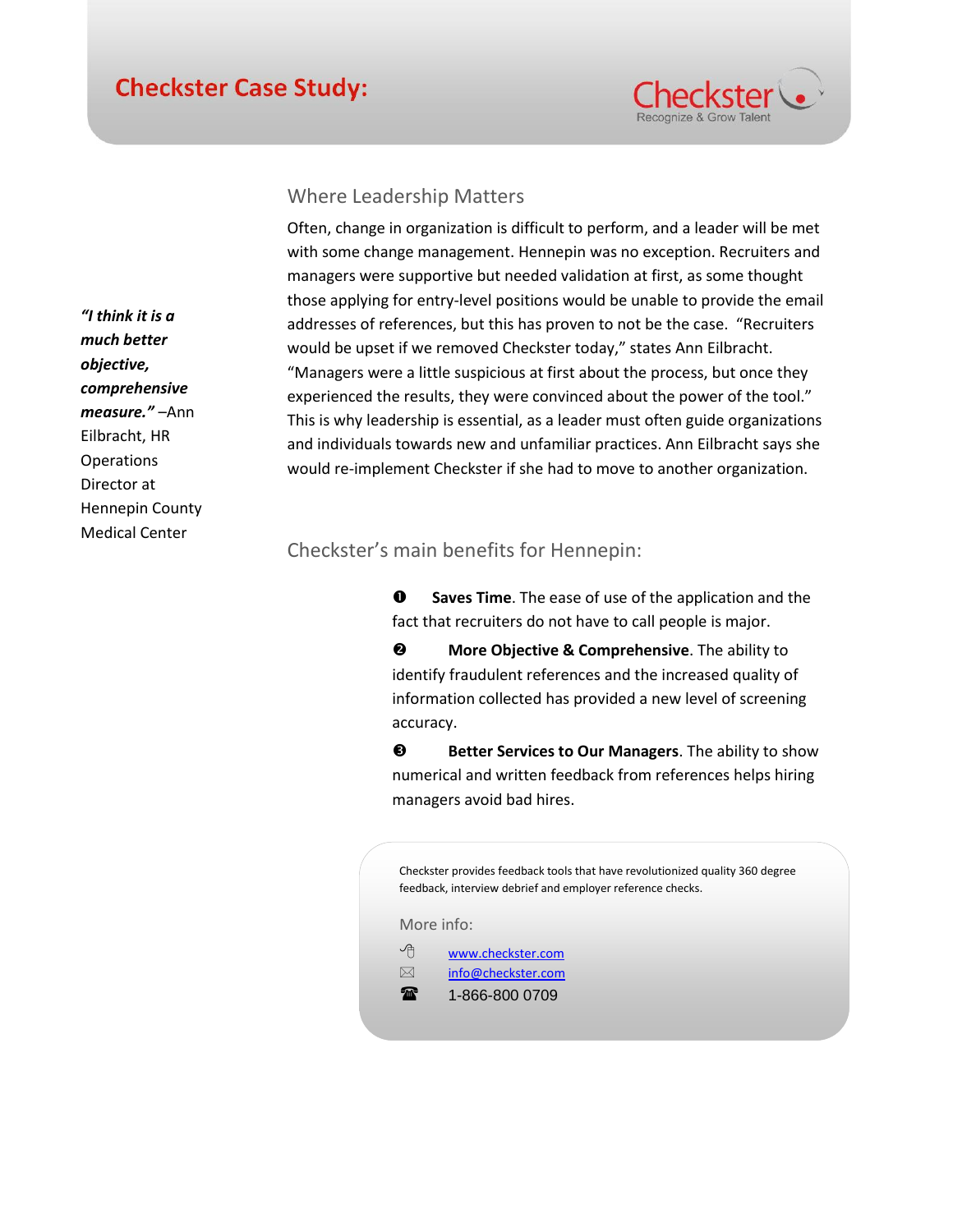# Checkster Case Study:

Checkster
Recognize & Grow Talent

*"**I think it is a much better objective, comprehensive measure.**"* –Ann Eilbracht, HR Operations Director at Hennepin County Medical Center

## Where Leadership Matters

Often, change in organization is difficult to perform, and a leader will be met with some change management. Hennepin was no exception. Recruiters and managers were supportive but needed validation at first, as some thought those applying for entry-level positions would be unable to provide the email addresses of references, but this has proven to not be the case. "Recruiters would be upset if we removed Checkster today," states Ann Eilbracht. "Managers were a little suspicious at first about the process, but once they experienced the results, they were convinced about the power of the tool." This is why leadership is essential, as a leader must often guide organizations and individuals towards new and unfamiliar practices. Ann Eilbracht says she would re-implement Checkster if she had to move to another organization.

## Checkster's main benefits for Hennepin:

❶ **Saves Time**. The ease of use of the application and the fact that recruiters do not have to call people is major.

❷ **More Objective & Comprehensive**. The ability to identify fraudulent references and the increased quality of information collected has provided a new level of screening accuracy.

❸ **Better Services to Our Managers**. The ability to show numerical and written feedback from references helps hiring managers avoid bad hires.

Checkster provides feedback tools that have revolutionized quality 360 degree feedback, interview debrief and employer reference checks.

More info:

- [www.checkster.com](http://www.checkster.com)
- [info@checkster.com](mailto:info@checkster.com)
- 1-866-800 0709